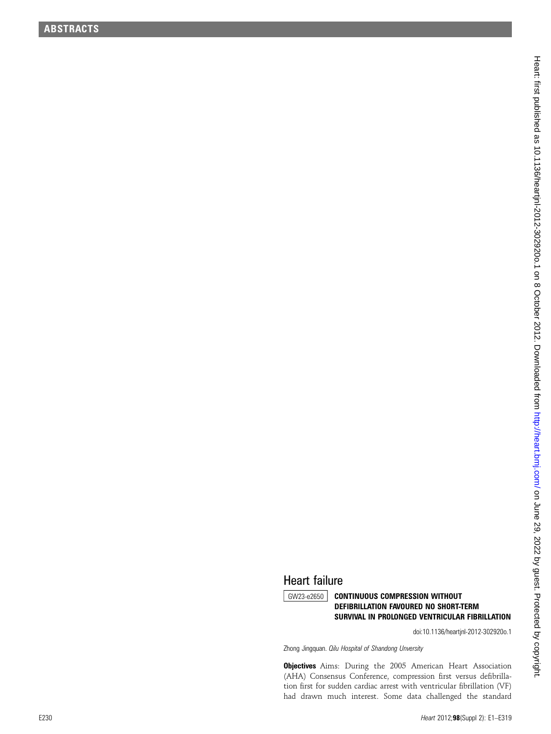## Heart failure

### GW23-e2650 CONTINUOUS COMPRESSION WITHOUT DEFIBRILLATION FAVOURED NO SHORT-TERM SURVIVAL IN PROLONGED VENTRICULAR FIBRILLATION

doi:10.1136/heartjnl-2012-302920o.1

Zhong Jingquan. *Qilu Hospital of Shandong Unversity*

**Objectives** Aims: During the 2005 American Heart Association (AHA) Consensus Conference, compression first versus defibrillation first for sudden cardiac arrest with ventricular fibrillation (VF) had drawn much interest. Some data challenged the standard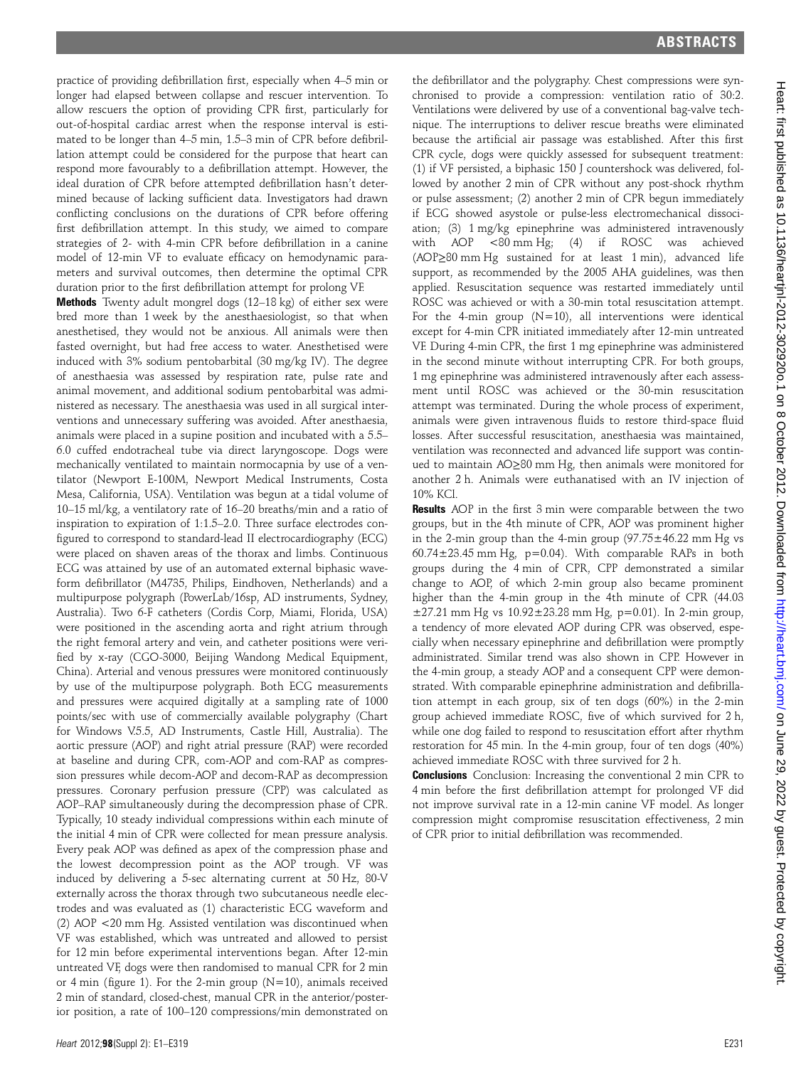practice of providing defibrillation first, especially when 4–5 min or longer had elapsed between collapse and rescuer intervention. To allow rescuers the option of providing CPR first, particularly for out-of-hospital cardiac arrest when the response interval is estimated to be longer than 4–5 min, 1.5–3 min of CPR before defibrillation attempt could be considered for the purpose that heart can respond more favourably to a defibrillation attempt. However, the ideal duration of CPR before attempted defibrillation hasn't determined because of lacking sufficient data. Investigators had drawn conflicting conclusions on the durations of CPR before offering first defibrillation attempt. In this study, we aimed to compare strategies of 2- with 4-min CPR before defibrillation in a canine model of 12-min VF to evaluate efficacy on hemodynamic parameters and survival outcomes, then determine the optimal CPR duration prior to the first defibrillation attempt for prolong VF.

**Methods** Twenty adult mongrel dogs (12–18 kg) of either sex were bred more than 1 week by the anesthaesiologist, so that when anesthetised, they would not be anxious. All animals were then fasted overnight, but had free access to water. Anesthetised were induced with 3% sodium pentobarbital (30 mg/kg IV). The degree of anesthaesia was assessed by respiration rate, pulse rate and animal movement, and additional sodium pentobarbital was administered as necessary. The anesthaesia was used in all surgical interventions and unnecessary suffering was avoided. After anesthaesia, animals were placed in a supine position and incubated with a 5.5–6.0 cuffed endotracheal tube via direct laryngoscope. Dogs were mechanically ventilated to maintain normocapnia by use of a ventilator (Newport E-100M, Newport Medical Instruments, Costa Mesa, California, USA). Ventilation was begun at a tidal volume of 10–15 ml/kg, a ventilatory rate of 16–20 breaths/min and a ratio of inspiration to expiration of 1:1.5–2.0. Three surface electrodes configured to correspond to standard-lead II electrocardiography (ECG) were placed on shaven areas of the thorax and limbs. Continuous ECG was attained by use of an automated external biphasic waveform defibrillator (M4735, Philips, Eindhoven, Netherlands) and a multipurpose polygraph (PowerLab/16sp, AD instruments, Sydney, Australia). Two 6-F catheters (Cordis Corp, Miami, Florida, USA) were positioned in the ascending aorta and right atrium through the right femoral artery and vein, and catheter positions were verified by x-ray (CGO-3000, Beijing Wandong Medical Equipment, China). Arterial and venous pressures were monitored continuously by use of the multipurpose polygraph. Both ECG measurements and pressures were acquired digitally at a sampling rate of 1000 points/sec with use of commercially available polygraphy (Chart for Windows V.5.5, AD Instruments, Castle Hill, Australia). The aortic pressure (AOP) and right atrial pressure (RAP) were recorded at baseline and during CPR, com-AOP and com-RAP as compression pressures while decom-AOP and decom-RAP as decompression pressures. Coronary perfusion pressure (CPP) was calculated as AOP–RAP simultaneously during the decompression phase of CPR. Typically, 10 steady individual compressions within each minute of the initial 4 min of CPR were collected for mean pressure analysis. Every peak AOP was defined as apex of the compression phase and the lowest decompression point as the AOP trough. VF was induced by delivering a 5-sec alternating current at 50 Hz, 80-V externally across the thorax through two subcutaneous needle electrodes and was evaluated as (1) characteristic ECG waveform and (2) AOP <20 mm Hg. Assisted ventilation was discontinued when VF was established, which was untreated and allowed to persist for 12 min before experimental interventions began. After 12-min untreated VF, dogs were then randomised to manual CPR for 2 min or 4 min (figure 1). For the 2-min group (N=10), animals received 2 min of standard, closed-chest, manual CPR in the anterior/posterior position, a rate of 100–120 compressions/min demonstrated on the defibrillator and the polygraphy. Chest compressions were synchronised to provide a compression: ventilation ratio of 30:2. Ventilations were delivered by use of a conventional bag-valve technique. The interruptions to deliver rescue breaths were eliminated because the artificial air passage was established. After this first CPR cycle, dogs were quickly assessed for subsequent treatment: (1) if VF persisted, a biphasic 150 J countershock was delivered, followed by another 2 min of CPR without any post-shock rhythm or pulse assessment; (2) another 2 min of CPR begun immediately if ECG showed asystole or pulse-less electromechanical dissociation; (3) 1 mg/kg epinephrine was administered intravenously with AOP <80 mm Hg; (4) if ROSC was achieved (AOP≥80 mm Hg sustained for at least 1 min), advanced life support, as recommended by the 2005 AHA guidelines, was then applied. Resuscitation sequence was restarted immediately until ROSC was achieved or with a 30-min total resuscitation attempt. For the 4-min group (N=10), all interventions were identical except for 4-min CPR initiated immediately after 12-min untreated VF. During 4-min CPR, the first 1 mg epinephrine was administered in the second minute without interrupting CPR. For both groups, 1 mg epinephrine was administered intravenously after each assessment until ROSC was achieved or the 30-min resuscitation attempt was terminated. During the whole process of experiment, animals were given intravenous fluids to restore third-space fluid losses. After successful resuscitation, anesthaesia was maintained, ventilation was reconnected and advanced life support was continued to maintain AO≥80 mm Hg, then animals were monitored for another 2 h. Animals were euthanatised with an IV injection of 10% KCl.

**Results** AOP in the first 3 min were comparable between the two groups, but in the 4th minute of CPR, AOP was prominent higher in the 2-min group than the 4-min group (97.75±46.22 mm Hg vs 60.74±23.45 mm Hg, p=0.04). With comparable RAPs in both groups during the 4 min of CPR, CPP demonstrated a similar change to AOP, of which 2-min group also became prominent higher than the 4-min group in the 4th minute of CPR (44.03 ±27.21 mm Hg vs 10.92±23.28 mm Hg, p=0.01). In 2-min group, a tendency of more elevated AOP during CPR was observed, especially when necessary epinephrine and defibrillation were promptly administrated. Similar trend was also shown in CPP. However in the 4-min group, a steady AOP and a consequent CPP were demonstrated. With comparable epinephrine administration and defibrillation attempt in each group, six of ten dogs (60%) in the 2-min group achieved immediate ROSC, five of which survived for 2 h, while one dog failed to respond to resuscitation effort after rhythm restoration for 45 min. In the 4-min group, four of ten dogs (40%) achieved immediate ROSC with three survived for 2 h.

**Conclusions** Conclusion: Increasing the conventional 2 min CPR to 4 min before the first defibrillation attempt for prolonged VF did not improve survival rate in a 12-min canine VF model. As longer compression might compromise resuscitation effectiveness, 2 min of CPR prior to initial defibrillation was recommended.